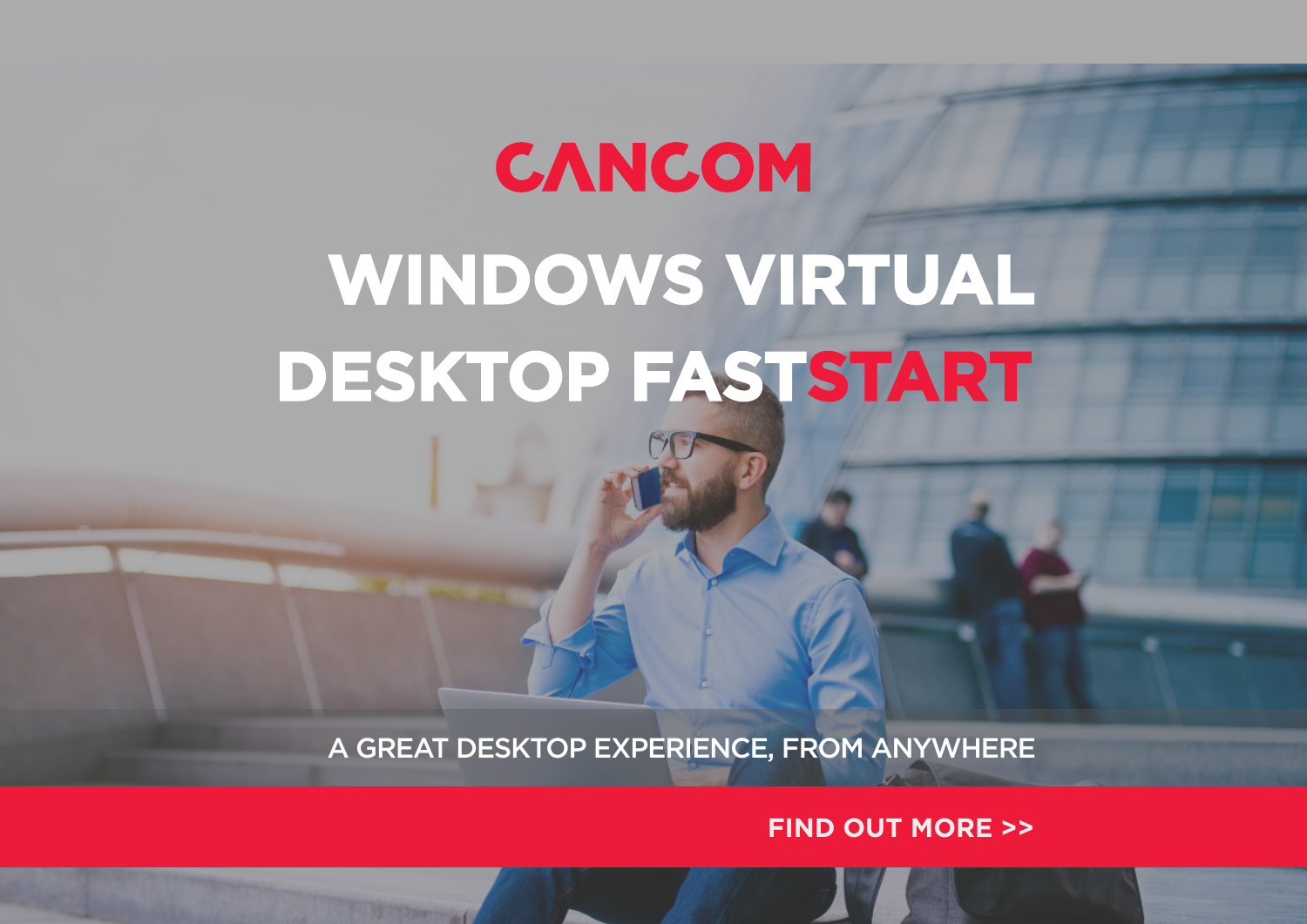CANCOM

# WINDOWS VIRTUAL DESKTOP FASTSTART

A GREAT DESKTOP EXPERIENCE, FROM ANYWHERE

**FIND OUT MORE >>**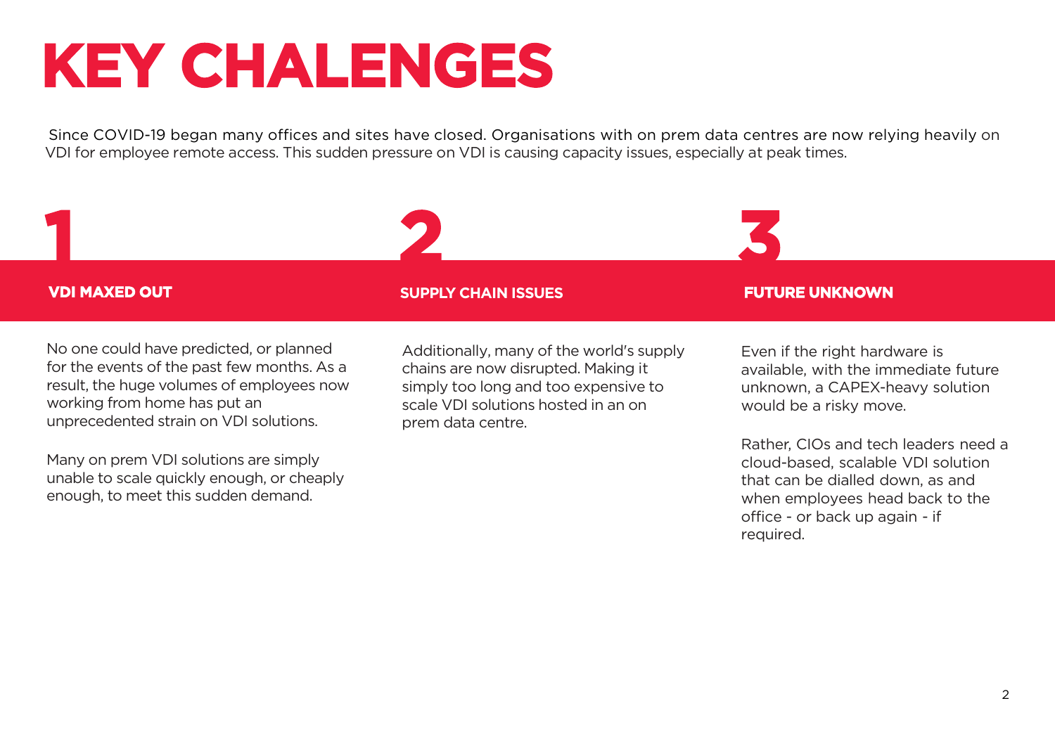# KEY CHALENGES

Since COVID-19 began many offices and sites have closed. Organisations with on prem data centres are now relying heavily on VDI for employee remote access. This sudden pressure on VDI is causing capacity issues, especially at peak times.

## 1

### VDI MAXED OUT

No one could have predicted, or planned for the events of the past few months. As a result, the huge volumes of employees now working from home has put an unprecedented strain on VDI solutions.

Many on prem VDI solutions are simply unable to scale quickly enough, or cheaply enough, to meet this sudden demand.

## 2

### SUPPLY CHAIN ISSUES

Additionally, many of the world's supply chains are now disrupted. Making it simply too long and too expensive to scale VDI solutions hosted in an on prem data centre.

## 3

### FUTURE UNKNOWN

Even if the right hardware is available, with the immediate future unknown, a CAPEX-heavy solution would be a risky move.

Rather, CIOs and tech leaders need a cloud-based, scalable VDI solution that can be dialled down, as and when employees head back to the office - or back up again - if required.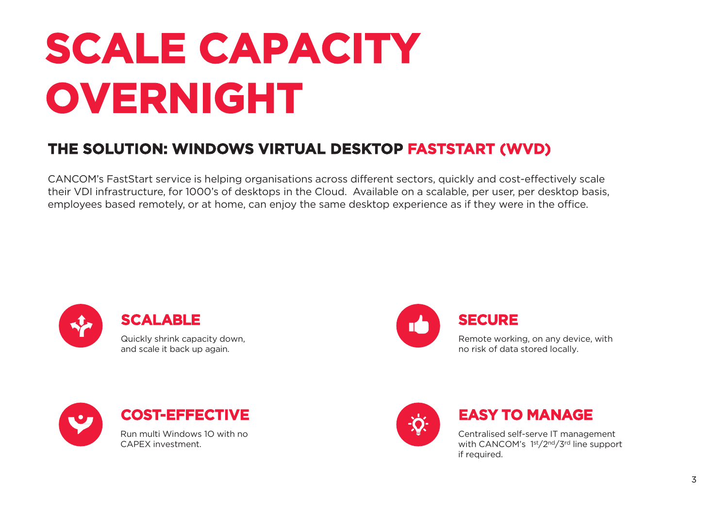# SCALE CAPACITY OVERNIGHT

## THE SOLUTION: WINDOWS VIRTUAL DESKTOP FASTSTART (WVD)

CANCOM's FastStart service is helping organisations across different sectors, quickly and cost-effectively scale their VDI infrastructure, for 1000's of desktops in the Cloud. Available on a scalable, per user, per desktop basis, employees based remotely, or at home, can enjoy the same desktop experience as if they were in the office.

### SCALABLE

Quickly shrink capacity down, and scale it back up again.

### SECURE

Remote working, on any device, with no risk of data stored locally.

### COST-EFFECTIVE

Run multi Windows 10 with no CAPEX investment.

### EASY TO MANAGE

Centralised self-serve IT management with CANCOM's 1st/2nd/3rd line support if required.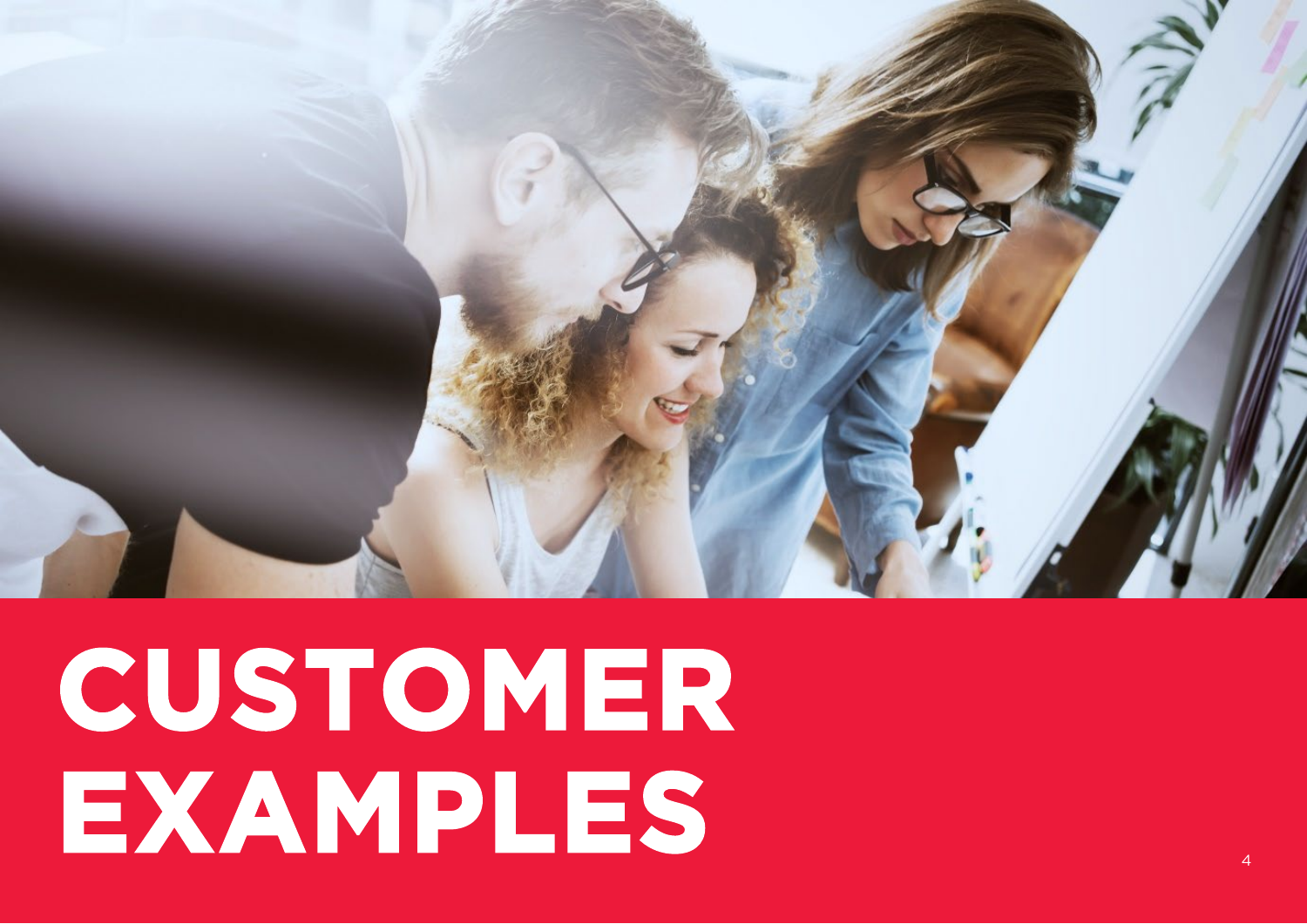# CUSTOMER EXAMPLES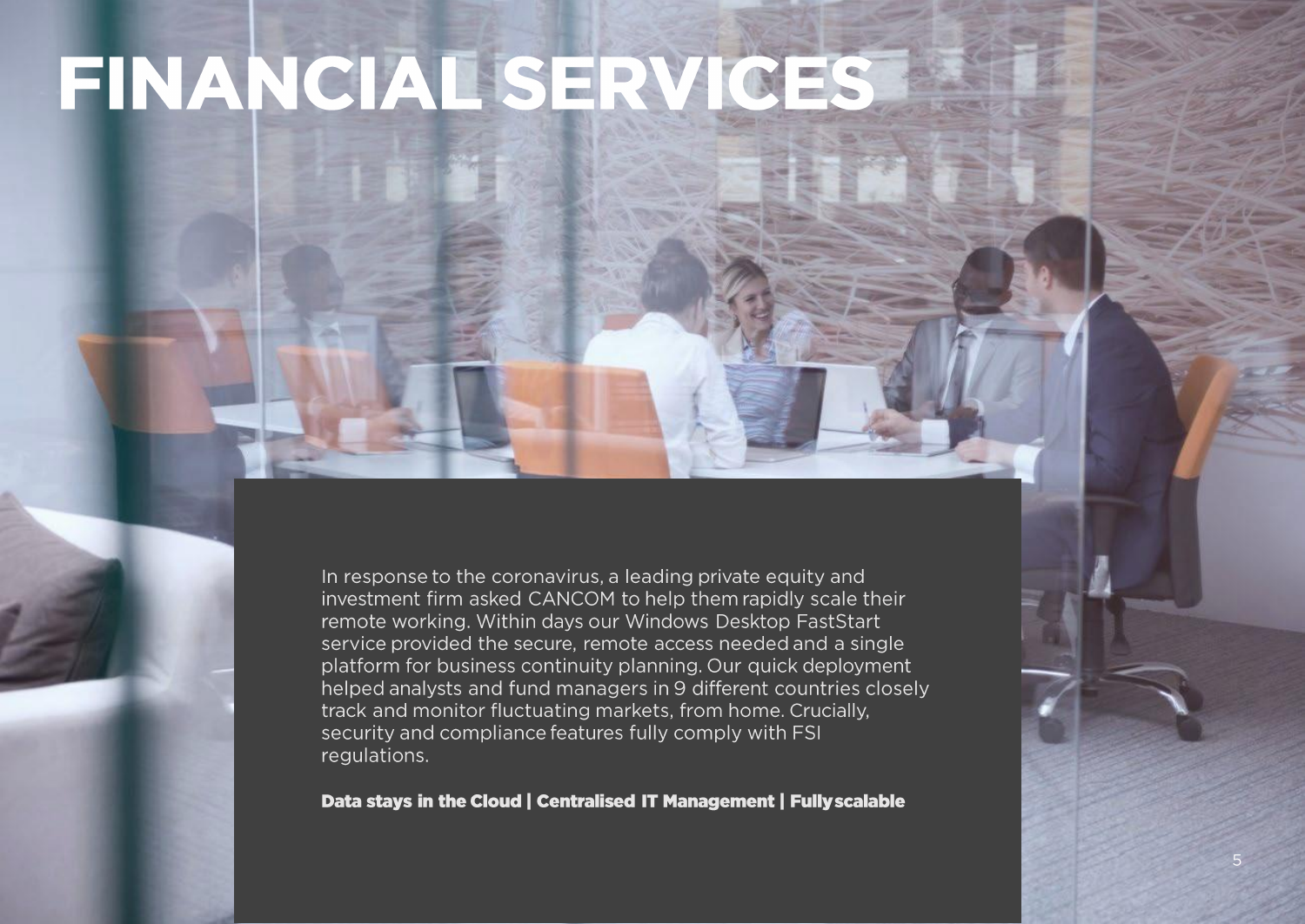# FINANCIAL SERVICES

In response to the coronavirus, a leading private equity and investment firm asked CANCOM to help them rapidly scale their remote working. Within days our Windows Desktop FastStart service provided the secure, remote access needed and a single platform for business continuity planning. Our quick deployment helped analysts and fund managers in 9 different countries closely track and monitor fluctuating markets, from home. Crucially, security and compliance features fully comply with FSI regulations.

**Data stays in the Cloud | Centralised IT Management | Fully scalable**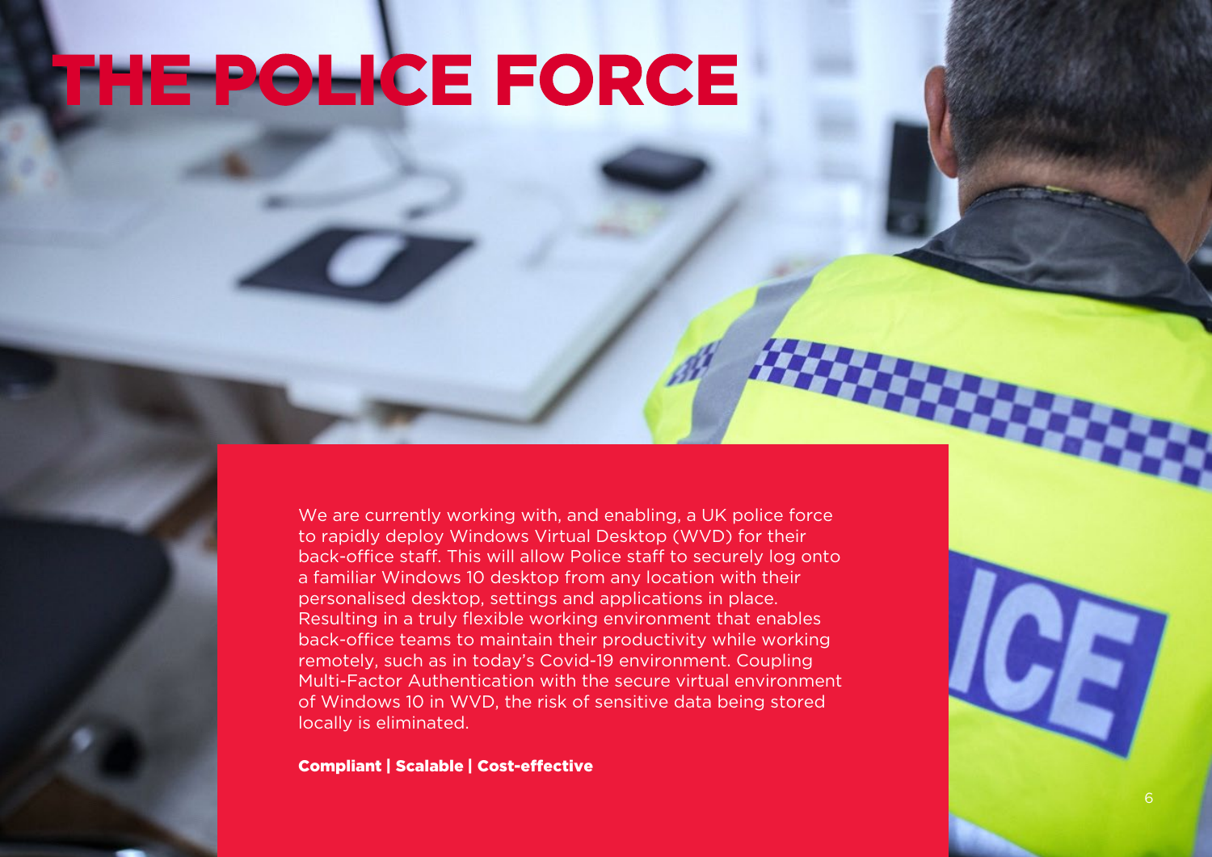# THE POLICE FORCE

We are currently working with, and enabling, a UK police force to rapidly deploy Windows Virtual Desktop (WVD) for their back-office staff. This will allow Police staff to securely log onto a familiar Windows 10 desktop from any location with their personalised desktop, settings and applications in place. Resulting in a truly flexible working environment that enables back-office teams to maintain their productivity while working remotely, such as in today's Covid-19 environment. Coupling Multi-Factor Authentication with the secure virtual environment of Windows 10 in WVD, the risk of sensitive data being stored locally is eliminated.

**Compliant | Scalable | Cost-effective**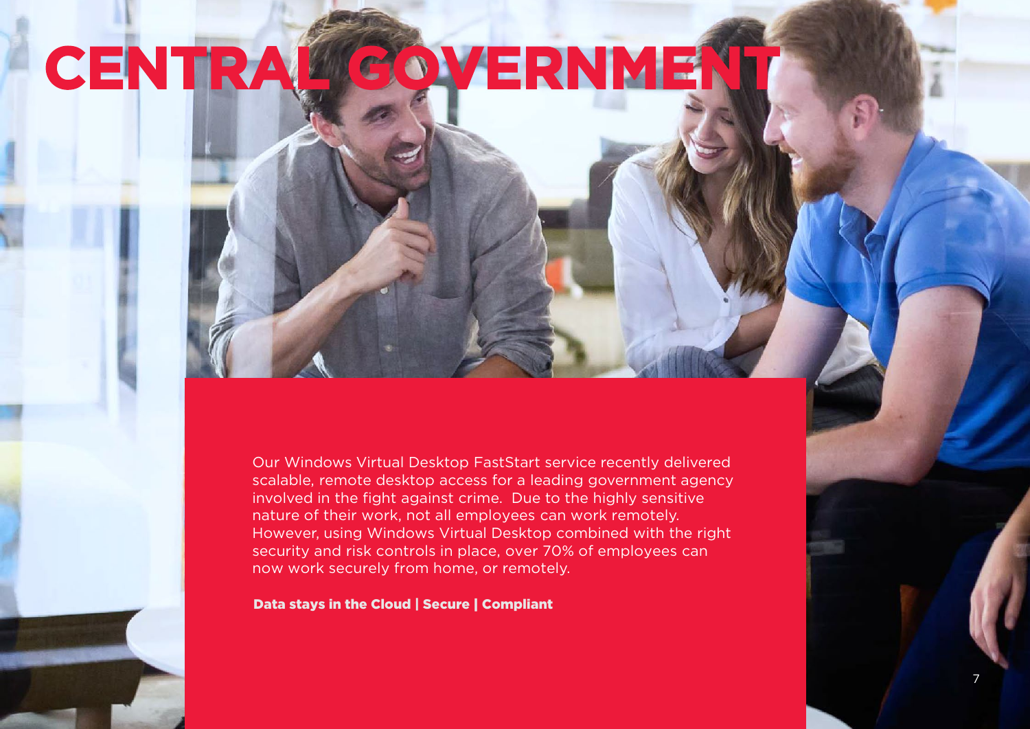# CENTRAL GOVERNMENT

Our Windows Virtual Desktop FastStart service recently delivered scalable, remote desktop access for a leading government agency involved in the fight against crime.  Due to the highly sensitive nature of their work, not all employees can work remotely. However, using Windows Virtual Desktop combined with the right security and risk controls in place, over 70% of employees can now work securely from home, or remotely.

**Data stays in the Cloud | Secure | Compliant**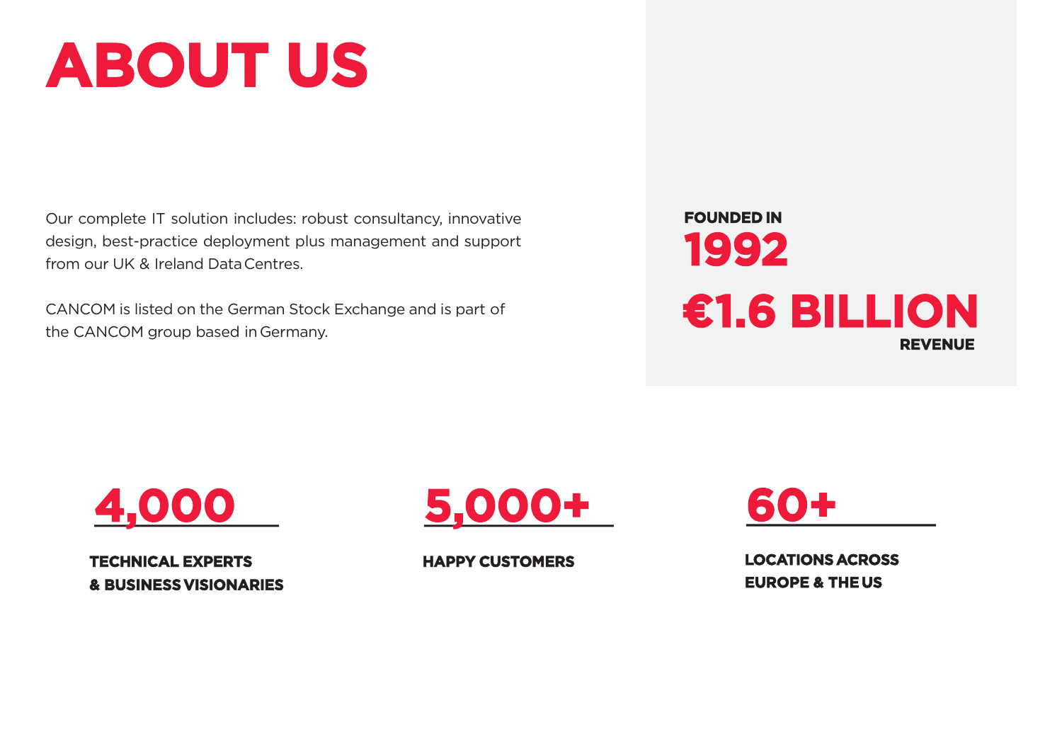# ABOUT US

Our complete IT solution includes: robust consultancy, innovative design, best-practice deployment plus management and support from our UK & Ireland Data Centres.

CANCOM is listed on the German Stock Exchange and is part of the CANCOM group based in Germany.

**FOUNDED IN**
**1992**

**€1.6 BILLION**
**REVENUE**

**4,000**
**TECHNICAL EXPERTS & BUSINESS VISIONARIES**

**5,000+**
**HAPPY CUSTOMERS**

**60+**
**LOCATIONS ACROSS EUROPE & THE US**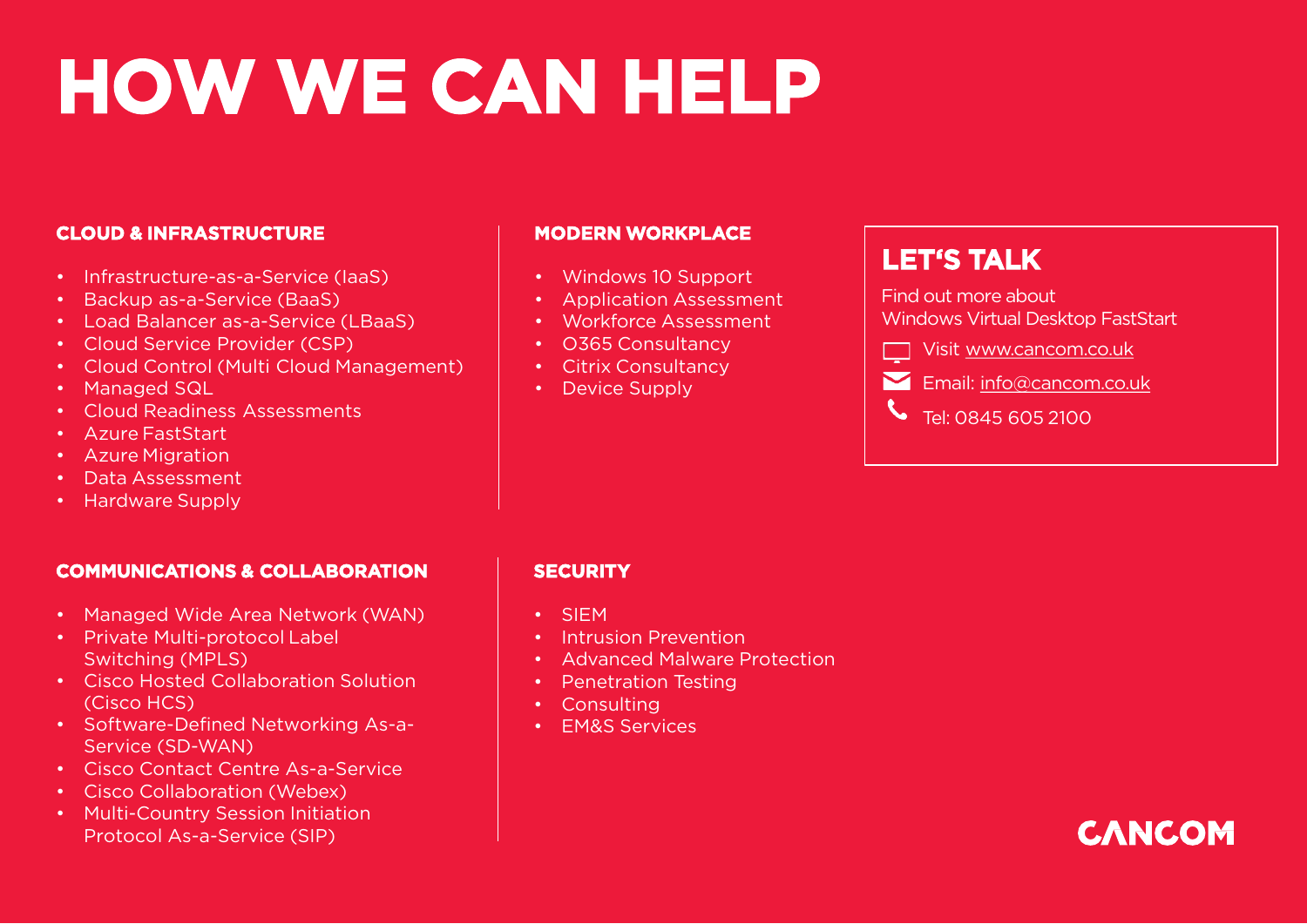# HOW WE CAN HELP

## CLOUD & INFRASTRUCTURE

- Infrastructure-as-a-Service (IaaS)
- Backup as-a-Service (BaaS)
- Load Balancer as-a-Service (LBaaS)
- Cloud Service Provider (CSP)
- Cloud Control (Multi Cloud Management)
- Managed SQL
- Cloud Readiness Assessments
- Azure FastStart
- Azure Migration
- Data Assessment
- Hardware Supply

## MODERN WORKPLACE

- Windows 10 Support
- Application Assessment
- Workforce Assessment
- O365 Consultancy
- Citrix Consultancy
- Device Supply

## LET'S TALK

Find out more about
Windows Virtual Desktop FastStart

Visit www.cancom.co.uk

Email: info@cancom.co.uk

Tel: 0845 605 2100

## COMMUNICATIONS & COLLABORATION

- Managed Wide Area Network (WAN)
- Private Multi-protocol Label Switching (MPLS)
- Cisco Hosted Collaboration Solution (Cisco HCS)
- Software-Defined Networking As-a-Service (SD-WAN)
- Cisco Contact Centre As-a-Service
- Cisco Collaboration (Webex)
- Multi-Country Session Initiation Protocol As-a-Service (SIP)

## SECURITY

- SIEM
- Intrusion Prevention
- Advanced Malware Protection
- Penetration Testing
- Consulting
- EM&S Services

CANCOM